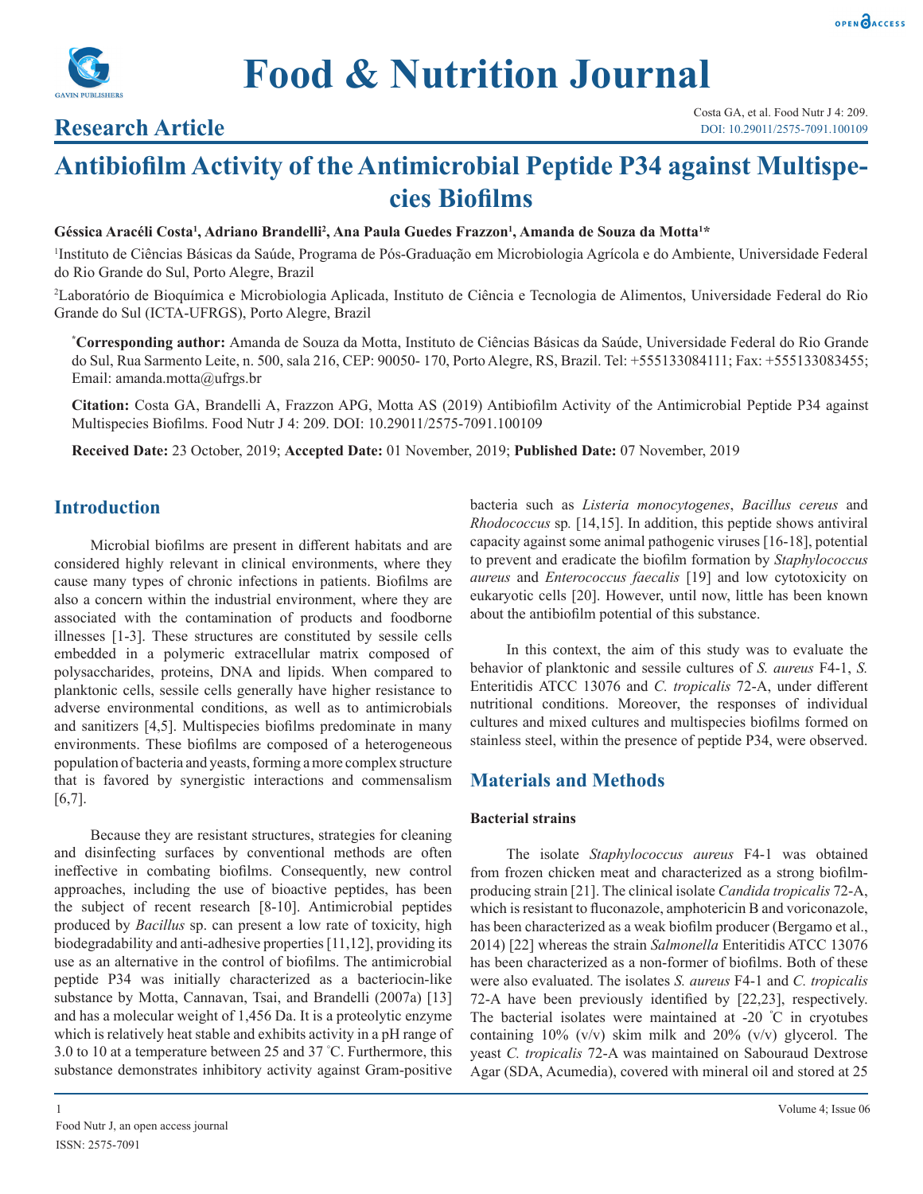# Food & Nutrition Journal

## Research Article

Costa GA, et al. Food Nutr J 4: 209.
DOI: 10.29011/2575-7091.100109

# Antibiofilm Activity of the Antimicrobial Peptide P34 against Multispecies Biofilms

**Géssica Aracéli Costa[1], Adriano Brandelli[2], Ana Paula Guedes Frazzon[1], Amanda de Souza da Motta[1]***

[1]Instituto de Ciências Básicas da Saúde, Programa de Pós-Graduação em Microbiologia Agrícola e do Ambiente, Universidade Federal do Rio Grande do Sul, Porto Alegre, Brazil

[2]Laboratório de Bioquímica e Microbiologia Aplicada, Instituto de Ciência e Tecnologia de Alimentos, Universidade Federal do Rio Grande do Sul (ICTA-UFRGS), Porto Alegre, Brazil

***Corresponding author:** Amanda de Souza da Motta, Instituto de Ciências Básicas da Saúde, Universidade Federal do Rio Grande do Sul, Rua Sarmento Leite, n. 500, sala 216, CEP: 90050- 170, Porto Alegre, RS, Brazil. Tel: +555133084111; Fax: +555133083455; Email: amanda.motta@ufrgs.br

**Citation:** Costa GA, Brandelli A, Frazzon APG, Motta AS (2019) Antibiofilm Activity of the Antimicrobial Peptide P34 against Multispecies Biofilms. Food Nutr J 4: 209. DOI: 10.29011/2575-7091.100109

**Received Date:** 23 October, 2019; **Accepted Date:** 01 November, 2019; **Published Date:** 07 November, 2019

## Introduction

Microbial biofilms are present in different habitats and are considered highly relevant in clinical environments, where they cause many types of chronic infections in patients. Biofilms are also a concern within the industrial environment, where they are associated with the contamination of products and foodborne illnesses [1-3]. These structures are constituted by sessile cells embedded in a polymeric extracellular matrix composed of polysaccharides, proteins, DNA and lipids. When compared to planktonic cells, sessile cells generally have higher resistance to adverse environmental conditions, as well as to antimicrobials and sanitizers [4,5]. Multispecies biofilms predominate in many environments. These biofilms are composed of a heterogeneous population of bacteria and yeasts, forming a more complex structure that is favored by synergistic interactions and commensalism [6,7].

Because they are resistant structures, strategies for cleaning and disinfecting surfaces by conventional methods are often ineffective in combating biofilms. Consequently, new control approaches, including the use of bioactive peptides, has been the subject of recent research [8-10]. Antimicrobial peptides produced by *Bacillus* sp. can present a low rate of toxicity, high biodegradability and anti-adhesive properties [11,12], providing its use as an alternative in the control of biofilms. The antimicrobial peptide P34 was initially characterized as a bacteriocin-like substance by Motta, Cannavan, Tsai, and Brandelli (2007a) [13] and has a molecular weight of 1,456 Da. It is a proteolytic enzyme which is relatively heat stable and exhibits activity in a pH range of 3.0 to 10 at a temperature between 25 and 37 °C. Furthermore, this substance demonstrates inhibitory activity against Gram-positive bacteria such as *Listeria monocytogenes*, *Bacillus cereus* and *Rhodococcus* sp. [14,15]. In addition, this peptide shows antiviral capacity against some animal pathogenic viruses [16-18], potential to prevent and eradicate the biofilm formation by *Staphylococcus aureus* and *Enterococcus faecalis* [19] and low cytotoxicity on eukaryotic cells [20]. However, until now, little has been known about the antibiofilm potential of this substance.

In this context, the aim of this study was to evaluate the behavior of planktonic and sessile cultures of *S. aureus* F4-1, *S.* Enteritidis ATCC 13076 and *C. tropicalis* 72-A, under different nutritional conditions. Moreover, the responses of individual cultures and mixed cultures and multispecies biofilms formed on stainless steel, within the presence of peptide P34, were observed.

## Materials and Methods

### Bacterial strains

The isolate *Staphylococcus aureus* F4-1 was obtained from frozen chicken meat and characterized as a strong biofilm-producing strain [21]. The clinical isolate *Candida tropicalis* 72-A, which is resistant to fluconazole, amphotericin B and voriconazole, has been characterized as a weak biofilm producer (Bergamo et al., 2014) [22] whereas the strain *Salmonella* Enteritidis ATCC 13076 has been characterized as a non-former of biofilms. Both of these were also evaluated. The isolates *S. aureus* F4-1 and *C. tropicalis* 72-A have been previously identified by [22,23], respectively. The bacterial isolates were maintained at -20 °C in cryotubes containing 10% (v/v) skim milk and 20% (v/v) glycerol. The yeast *C. tropicalis* 72-A was maintained on Sabouraud Dextrose Agar (SDA, Acumedia), covered with mineral oil and stored at 25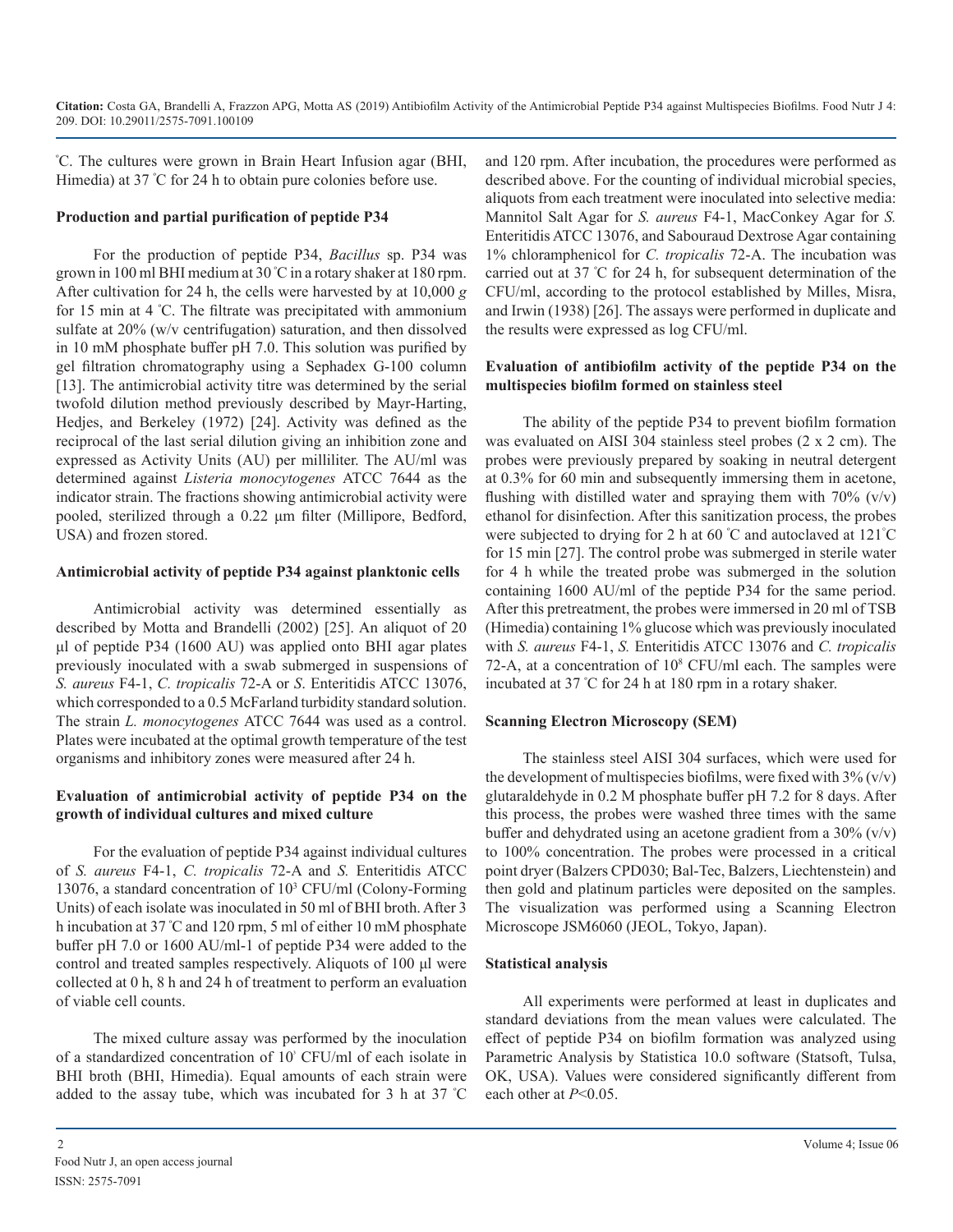°C. The cultures were grown in Brain Heart Infusion agar (BHI, Himedia) at 37 °C for 24 h to obtain pure colonies before use.

**Production and partial purification of peptide P34**

For the production of peptide P34, *Bacillus* sp. P34 was grown in 100 ml BHI medium at 30 °C in a rotary shaker at 180 rpm. After cultivation for 24 h, the cells were harvested by at 10,000 *g* for 15 min at 4 °C. The filtrate was precipitated with ammonium sulfate at 20% (w/v centrifugation) saturation, and then dissolved in 10 mM phosphate buffer pH 7.0. This solution was purified by gel filtration chromatography using a Sephadex G-100 column [13]. The antimicrobial activity titre was determined by the serial twofold dilution method previously described by Mayr-Harting, Hedjes, and Berkeley (1972) [24]. Activity was defined as the reciprocal of the last serial dilution giving an inhibition zone and expressed as Activity Units (AU) per milliliter. The AU/ml was determined against *Listeria monocytogenes* ATCC 7644 as the indicator strain. The fractions showing antimicrobial activity were pooled, sterilized through a 0.22 µm filter (Millipore, Bedford, USA) and frozen stored.

**Antimicrobial activity of peptide P34 against planktonic cells**

Antimicrobial activity was determined essentially as described by Motta and Brandelli (2002) [25]. An aliquot of 20 µl of peptide P34 (1600 AU) was applied onto BHI agar plates previously inoculated with a swab submerged in suspensions of *S. aureus* F4-1, *C. tropicalis* 72-A or *S*. Enteritidis ATCC 13076, which corresponded to a 0.5 McFarland turbidity standard solution. The strain *L. monocytogenes* ATCC 7644 was used as a control. Plates were incubated at the optimal growth temperature of the test organisms and inhibitory zones were measured after 24 h.

**Evaluation of antimicrobial activity of peptide P34 on the growth of individual cultures and mixed culture**

For the evaluation of peptide P34 against individual cultures of *S. aureus* F4-1, *C. tropicalis* 72-A and *S.* Enteritidis ATCC 13076, a standard concentration of $10^3$ CFU/ml (Colony-Forming Units) of each isolate was inoculated in 50 ml of BHI broth. After 3 h incubation at 37 °C and 120 rpm, 5 ml of either 10 mM phosphate buffer pH 7.0 or 1600 AU/ml-1 of peptide P34 were added to the control and treated samples respectively. Aliquots of 100 µl were collected at 0 h, 8 h and 24 h of treatment to perform an evaluation of viable cell counts.

The mixed culture assay was performed by the inoculation of a standardized concentration of $10^3$ CFU/ml of each isolate in BHI broth (BHI, Himedia). Equal amounts of each strain were added to the assay tube, which was incubated for 3 h at 37 °C and 120 rpm. After incubation, the procedures were performed as described above. For the counting of individual microbial species, aliquots from each treatment were inoculated into selective media: Mannitol Salt Agar for *S. aureus* F4-1, MacConkey Agar for *S.* Enteritidis ATCC 13076, and Sabouraud Dextrose Agar containing 1% chloramphenicol for *C. tropicalis* 72-A. The incubation was carried out at 37 °C for 24 h, for subsequent determination of the CFU/ml, according to the protocol established by Milles, Misra, and Irwin (1938) [26]. The assays were performed in duplicate and the results were expressed as log CFU/ml.

**Evaluation of antibiofilm activity of the peptide P34 on the multispecies biofilm formed on stainless steel**

The ability of the peptide P34 to prevent biofilm formation was evaluated on AISI 304 stainless steel probes (2 x 2 cm). The probes were previously prepared by soaking in neutral detergent at 0.3% for 60 min and subsequently immersing them in acetone, flushing with distilled water and spraying them with 70% (v/v) ethanol for disinfection. After this sanitization process, the probes were subjected to drying for 2 h at 60 °C and autoclaved at 121 °C for 15 min [27]. The control probe was submerged in sterile water for 4 h while the treated probe was submerged in the solution containing 1600 AU/ml of the peptide P34 for the same period. After this pretreatment, the probes were immersed in 20 ml of TSB (Himedia) containing 1% glucose which was previously inoculated with *S. aureus* F4-1, *S.* Enteritidis ATCC 13076 and *C. tropicalis* 72-A, at a concentration of $10^8$ CFU/ml each. The samples were incubated at 37 °C for 24 h at 180 rpm in a rotary shaker.

**Scanning Electron Microscopy (SEM)**

The stainless steel AISI 304 surfaces, which were used for the development of multispecies biofilms, were fixed with 3% (v/v) glutaraldehyde in 0.2 M phosphate buffer pH 7.2 for 8 days. After this process, the probes were washed three times with the same buffer and dehydrated using an acetone gradient from a 30% (v/v) to 100% concentration. The probes were processed in a critical point dryer (Balzers CPD030; Bal-Tec, Balzers, Liechtenstein) and then gold and platinum particles were deposited on the samples. The visualization was performed using a Scanning Electron Microscope JSM6060 (JEOL, Tokyo, Japan).

**Statistical analysis**

All experiments were performed at least in duplicates and standard deviations from the mean values were calculated. The effect of peptide P34 on biofilm formation was analyzed using Parametric Analysis by Statistica 10.0 software (Statsoft, Tulsa, OK, USA). Values were considered significantly different from each other at $P<0.05$.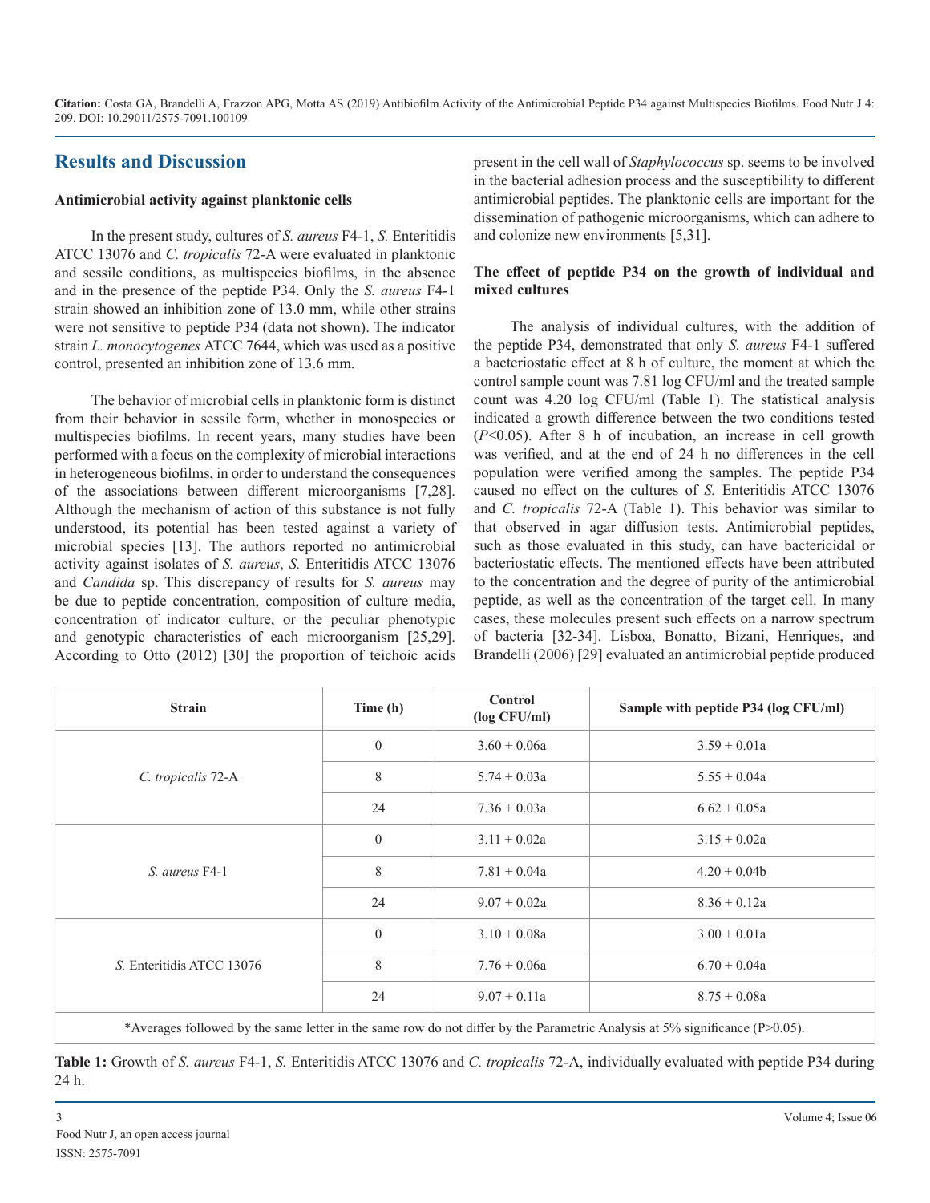## Results and Discussion

### Antimicrobial activity against planktonic cells

In the present study, cultures of *S. aureus* F4-1, *S.* Enteritidis ATCC 13076 and *C. tropicalis* 72-A were evaluated in planktonic and sessile conditions, as multispecies biofilms, in the absence and in the presence of the peptide P34. Only the *S. aureus* F4-1 strain showed an inhibition zone of 13.0 mm, while other strains were not sensitive to peptide P34 (data not shown). The indicator strain *L. monocytogenes* ATCC 7644, which was used as a positive control, presented an inhibition zone of 13.6 mm.

The behavior of microbial cells in planktonic form is distinct from their behavior in sessile form, whether in monospecies or multispecies biofilms. In recent years, many studies have been performed with a focus on the complexity of microbial interactions in heterogeneous biofilms, in order to understand the consequences of the associations between different microorganisms [7,28]. Although the mechanism of action of this substance is not fully understood, its potential has been tested against a variety of microbial species [13]. The authors reported no antimicrobial activity against isolates of *S. aureus*, *S.* Enteritidis ATCC 13076 and *Candida* sp. This discrepancy of results for *S. aureus* may be due to peptide concentration, composition of culture media, concentration of indicator culture, or the peculiar phenotypic and genotypic characteristics of each microorganism [25,29]. According to Otto (2012) [30] the proportion of teichoic acids present in the cell wall of *Staphylococcus* sp. seems to be involved in the bacterial adhesion process and the susceptibility to different antimicrobial peptides. The planktonic cells are important for the dissemination of pathogenic microorganisms, which can adhere to and colonize new environments [5,31].

### The effect of peptide P34 on the growth of individual and mixed cultures

The analysis of individual cultures, with the addition of the peptide P34, demonstrated that only *S. aureus* F4-1 suffered a bacteriostatic effect at 8 h of culture, the moment at which the control sample count was 7.81 log CFU/ml and the treated sample count was 4.20 log CFU/ml (Table 1). The statistical analysis indicated a growth difference between the two conditions tested ($P<0.05$). After 8 h of incubation, an increase in cell growth was verified, and at the end of 24 h no differences in the cell population were verified among the samples. The peptide P34 caused no effect on the cultures of *S.* Enteritidis ATCC 13076 and *C. tropicalis* 72-A (Table 1). This behavior was similar to that observed in agar diffusion tests. Antimicrobial peptides, such as those evaluated in this study, can have bactericidal or bacteriostatic effects. The mentioned effects have been attributed to the concentration and the degree of purity of the antimicrobial peptide, as well as the concentration of the target cell. In many cases, these molecules present such effects on a narrow spectrum of bacteria [32-34]. Lisboa, Bonatto, Bizani, Henriques, and Brandelli (2006) [29] evaluated an antimicrobial peptide produced

| Strain | Time (h) | Control (log CFU/ml) | Sample with peptide P34 (log CFU/ml) |
|---|---|---|---|
| *C. tropicalis* 72-A | 0 | 3.60 + 0.06a | 3.59 + 0.01a |
| | 8 | 5.74 + 0.03a | 5.55 + 0.04a |
| | 24 | 7.36 + 0.03a | 6.62 + 0.05a |
| *S. aureus* F4-1 | 0 | 3.11 + 0.02a | 3.15 + 0.02a |
| | 8 | 7.81 + 0.04a | 4.20 + 0.04b |
| | 24 | 9.07 + 0.02a | 8.36 + 0.12a |
| *S.* Enteritidis ATCC 13076 | 0 | 3.10 + 0.08a | 3.00 + 0.01a |
| | 8 | 7.76 + 0.06a | 6.70 + 0.04a |
| | 24 | 9.07 + 0.11a | 8.75 + 0.08a |

*Averages followed by the same letter in the same row do not differ by the Parametric Analysis at 5% significance ($P>0.05$).

**Table 1:** Growth of *S. aureus* F4-1, *S.* Enteritidis ATCC 13076 and *C. tropicalis* 72-A, individually evaluated with peptide P34 during 24 h.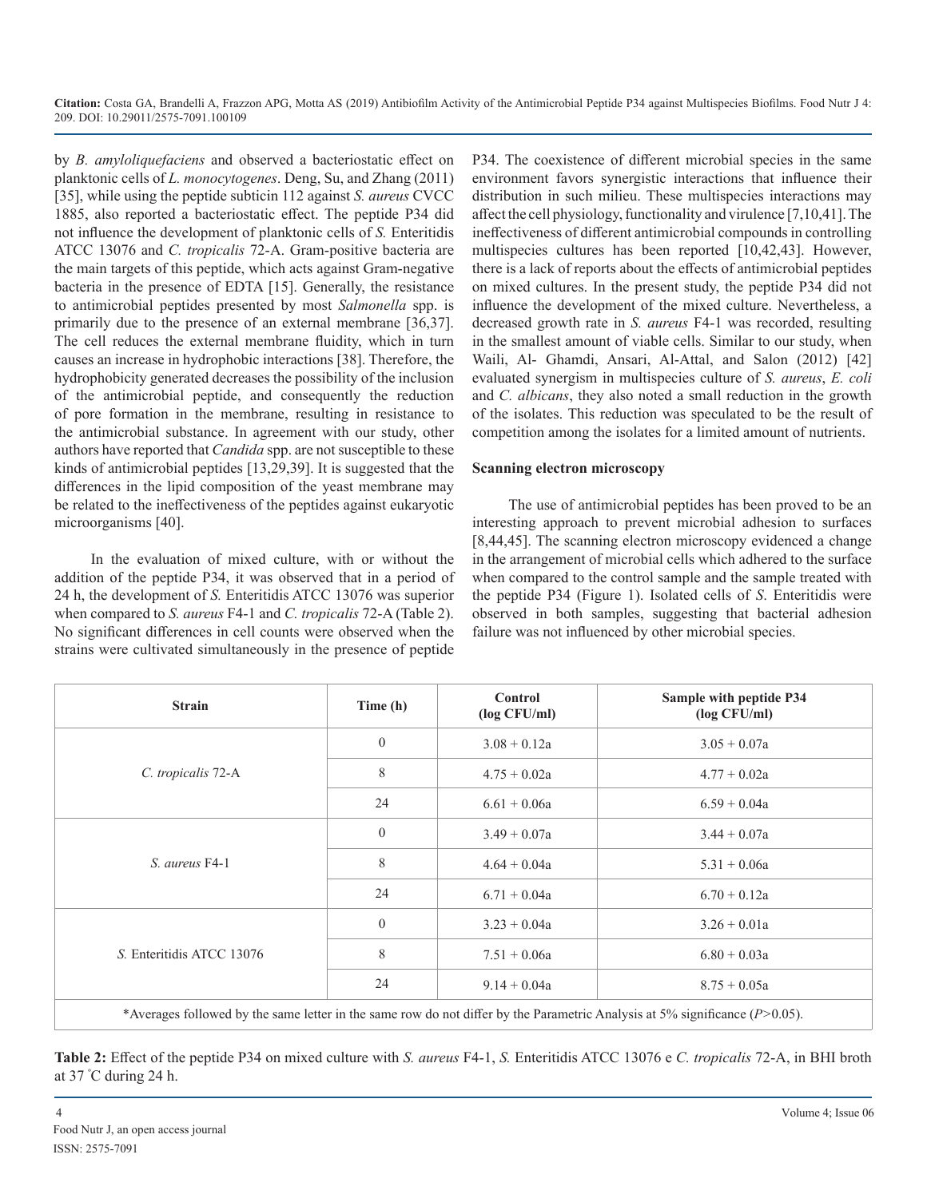by *B. amyloliquefaciens* and observed a bacteriostatic effect on planktonic cells of *L. monocytogenes*. Deng, Su, and Zhang (2011) [35], while using the peptide subticin 112 against *S. aureus* CVCC 1885, also reported a bacteriostatic effect. The peptide P34 did not influence the development of planktonic cells of *S.* Enteritidis ATCC 13076 and *C. tropicalis* 72-A. Gram-positive bacteria are the main targets of this peptide, which acts against Gram-negative bacteria in the presence of EDTA [15]. Generally, the resistance to antimicrobial peptides presented by most *Salmonella* spp. is primarily due to the presence of an external membrane [36,37]. The cell reduces the external membrane fluidity, which in turn causes an increase in hydrophobic interactions [38]. Therefore, the hydrophobicity generated decreases the possibility of the inclusion of the antimicrobial peptide, and consequently the reduction of pore formation in the membrane, resulting in resistance to the antimicrobial substance. In agreement with our study, other authors have reported that *Candida* spp. are not susceptible to these kinds of antimicrobial peptides [13,29,39]. It is suggested that the differences in the lipid composition of the yeast membrane may be related to the ineffectiveness of the peptides against eukaryotic microorganisms [40].

In the evaluation of mixed culture, with or without the addition of the peptide P34, it was observed that in a period of 24 h, the development of *S.* Enteritidis ATCC 13076 was superior when compared to *S. aureus* F4-1 and *C. tropicalis* 72-A (Table 2). No significant differences in cell counts were observed when the strains were cultivated simultaneously in the presence of peptide P34. The coexistence of different microbial species in the same environment favors synergistic interactions that influence their distribution in such milieu. These multispecies interactions may affect the cell physiology, functionality and virulence [7,10,41]. The ineffectiveness of different antimicrobial compounds in controlling multispecies cultures has been reported [10,42,43]. However, there is a lack of reports about the effects of antimicrobial peptides on mixed cultures. In the present study, the peptide P34 did not influence the development of the mixed culture. Nevertheless, a decreased growth rate in *S. aureus* F4-1 was recorded, resulting in the smallest amount of viable cells. Similar to our study, when Waili, Al- Ghamdi, Ansari, Al-Attal, and Salon (2012) [42] evaluated synergism in multispecies culture of *S. aureus*, *E. coli* and *C. albicans*, they also noted a small reduction in the growth of the isolates. This reduction was speculated to be the result of competition among the isolates for a limited amount of nutrients.

### Scanning electron microscopy

The use of antimicrobial peptides has been proved to be an interesting approach to prevent microbial adhesion to surfaces [8,44,45]. The scanning electron microscopy evidenced a change in the arrangement of microbial cells which adhered to the surface when compared to the control sample and the sample treated with the peptide P34 (Figure 1). Isolated cells of *S*. Enteritidis were observed in both samples, suggesting that bacterial adhesion failure was not influenced by other microbial species.

| Strain | Time (h) | Control (log CFU/ml) | Sample with peptide P34 (log CFU/ml) |
|---|---|---|---|
| *C. tropicalis* 72-A | 0 | 3.08 + 0.12a | 3.05 + 0.07a |
| | 8 | 4.75 + 0.02a | 4.77 + 0.02a |
| | 24 | 6.61 + 0.06a | 6.59 + 0.04a |
| *S. aureus* F4-1 | 0 | 3.49 + 0.07a | 3.44 + 0.07a |
| | 8 | 4.64 + 0.04a | 5.31 + 0.06a |
| | 24 | 6.71 + 0.04a | 6.70 + 0.12a |
| *S.* Enteritidis ATCC 13076 | 0 | 3.23 + 0.04a | 3.26 + 0.01a |
| | 8 | 7.51 + 0.06a | 6.80 + 0.03a |
| | 24 | 9.14 + 0.04a | 8.75 + 0.05a |

*Averages followed by the same letter in the same row do not differ by the Parametric Analysis at 5% significance ($P$>0.05).

**Table 2:** Effect of the peptide P34 on mixed culture with *S. aureus* F4-1, *S.* Enteritidis ATCC 13076 e *C. tropicalis* 72-A, in BHI broth at 37 °C during 24 h.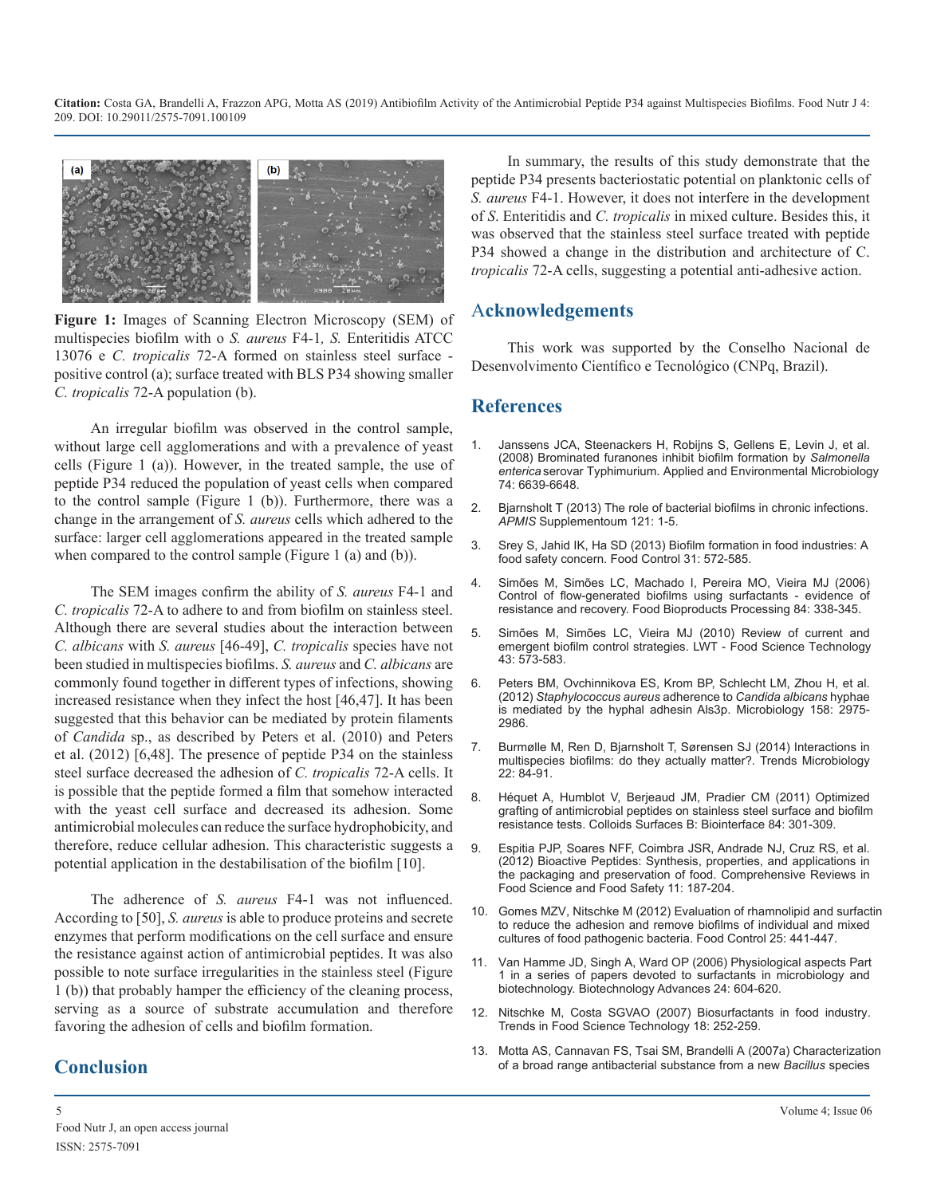**Figure 1:** Images of Scanning Electron Microscopy (SEM) of multispecies biofilm with o *S. aureus* F4-1*, S.* Enteritidis ATCC 13076 e *C. tropicalis* 72-A formed on stainless steel surface - positive control (a); surface treated with BLS P34 showing smaller *C. tropicalis* 72-A population (b).

An irregular biofilm was observed in the control sample, without large cell agglomerations and with a prevalence of yeast cells (Figure 1 (a)). However, in the treated sample, the use of peptide P34 reduced the population of yeast cells when compared to the control sample (Figure 1 (b)). Furthermore, there was a change in the arrangement of *S. aureus* cells which adhered to the surface: larger cell agglomerations appeared in the treated sample when compared to the control sample (Figure 1 (a) and (b)).

The SEM images confirm the ability of *S. aureus* F4-1 and *C. tropicalis* 72-A to adhere to and from biofilm on stainless steel. Although there are several studies about the interaction between *C. albicans* with *S. aureus* [46-49], *C. tropicalis* species have not been studied in multispecies biofilms. *S. aureus* and *C. albicans* are commonly found together in different types of infections, showing increased resistance when they infect the host [46,47]. It has been suggested that this behavior can be mediated by protein filaments of *Candida* sp., as described by Peters et al. (2010) and Peters et al. (2012) [6,48]. The presence of peptide P34 on the stainless steel surface decreased the adhesion of *C. tropicalis* 72-A cells. It is possible that the peptide formed a film that somehow interacted with the yeast cell surface and decreased its adhesion. Some antimicrobial molecules can reduce the surface hydrophobicity, and therefore, reduce cellular adhesion. This characteristic suggests a potential application in the destabilisation of the biofilm [10].

The adherence of *S. aureus* F4-1 was not influenced. According to [50], *S. aureus* is able to produce proteins and secrete enzymes that perform modifications on the cell surface and ensure the resistance against action of antimicrobial peptides. It was also possible to note surface irregularities in the stainless steel (Figure 1 (b)) that probably hamper the efficiency of the cleaning process, serving as a source of substrate accumulation and therefore favoring the adhesion of cells and biofilm formation.

## Conclusion

In summary, the results of this study demonstrate that the peptide P34 presents bacteriostatic potential on planktonic cells of *S. aureus* F4-1. However, it does not interfere in the development of *S*. Enteritidis and *C. tropicalis* in mixed culture. Besides this, it was observed that the stainless steel surface treated with peptide P34 showed a change in the distribution and architecture of C. *tropicalis* 72-A cells, suggesting a potential anti-adhesive action.

## Acknowledgements

This work was supported by the Conselho Nacional de Desenvolvimento Científico e Tecnológico (CNPq, Brazil).

## References

1. Janssens JCA, Steenackers H, Robijns S, Gellens E, Levin J, et al. (2008) Brominated furanones inhibit biofilm formation by *Salmonella enterica* serovar Typhimurium. Applied and Environmental Microbiology 74: 6639-6648.
2. Bjarnsholt T (2013) The role of bacterial biofilms in chronic infections. *APMIS* Supplementoum 121: 1-5.
3. Srey S, Jahid IK, Ha SD (2013) Biofilm formation in food industries: A food safety concern. Food Control 31: 572-585.
4. Simões M, Simões LC, Machado I, Pereira MO, Vieira MJ (2006) Control of flow-generated biofilms using surfactants - evidence of resistance and recovery. Food Bioproducts Processing 84: 338-345.
5. Simões M, Simões LC, Vieira MJ (2010) Review of current and emergent biofilm control strategies. LWT - Food Science Technology 43: 573-583.
6. Peters BM, Ovchinnikova ES, Krom BP, Schlecht LM, Zhou H, et al. (2012) *Staphylococcus aureus* adherence to *Candida albicans* hyphae is mediated by the hyphal adhesin Als3p. Microbiology 158: 2975-2986.
7. Burmølle M, Ren D, Bjarnsholt T, Sørensen SJ (2014) Interactions in multispecies biofilms: do they actually matter?. Trends Microbiology 22: 84-91.
8. Héquet A, Humblot V, Berjeaud JM, Pradier CM (2011) Optimized grafting of antimicrobial peptides on stainless steel surface and biofilm resistance tests. Colloids Surfaces B: Biointerface 84: 301-309.
9. Espitia PJP, Soares NFF, Coimbra JSR, Andrade NJ, Cruz RS, et al. (2012) Bioactive Peptides: Synthesis, properties, and applications in the packaging and preservation of food. Comprehensive Reviews in Food Science and Food Safety 11: 187-204.
10. Gomes MZV, Nitschke M (2012) Evaluation of rhamnolipid and surfactin to reduce the adhesion and remove biofilms of individual and mixed cultures of food pathogenic bacteria. Food Control 25: 441-447.
11. Van Hamme JD, Singh A, Ward OP (2006) Physiological aspects Part 1 in a series of papers devoted to surfactants in microbiology and biotechnology. Biotechnology Advances 24: 604-620.
12. Nitschke M, Costa SGVAO (2007) Biosurfactants in food industry. Trends in Food Science Technology 18: 252-259.
13. Motta AS, Cannavan FS, Tsai SM, Brandelli A (2007a) Characterization of a broad range antibacterial substance from a new *Bacillus* species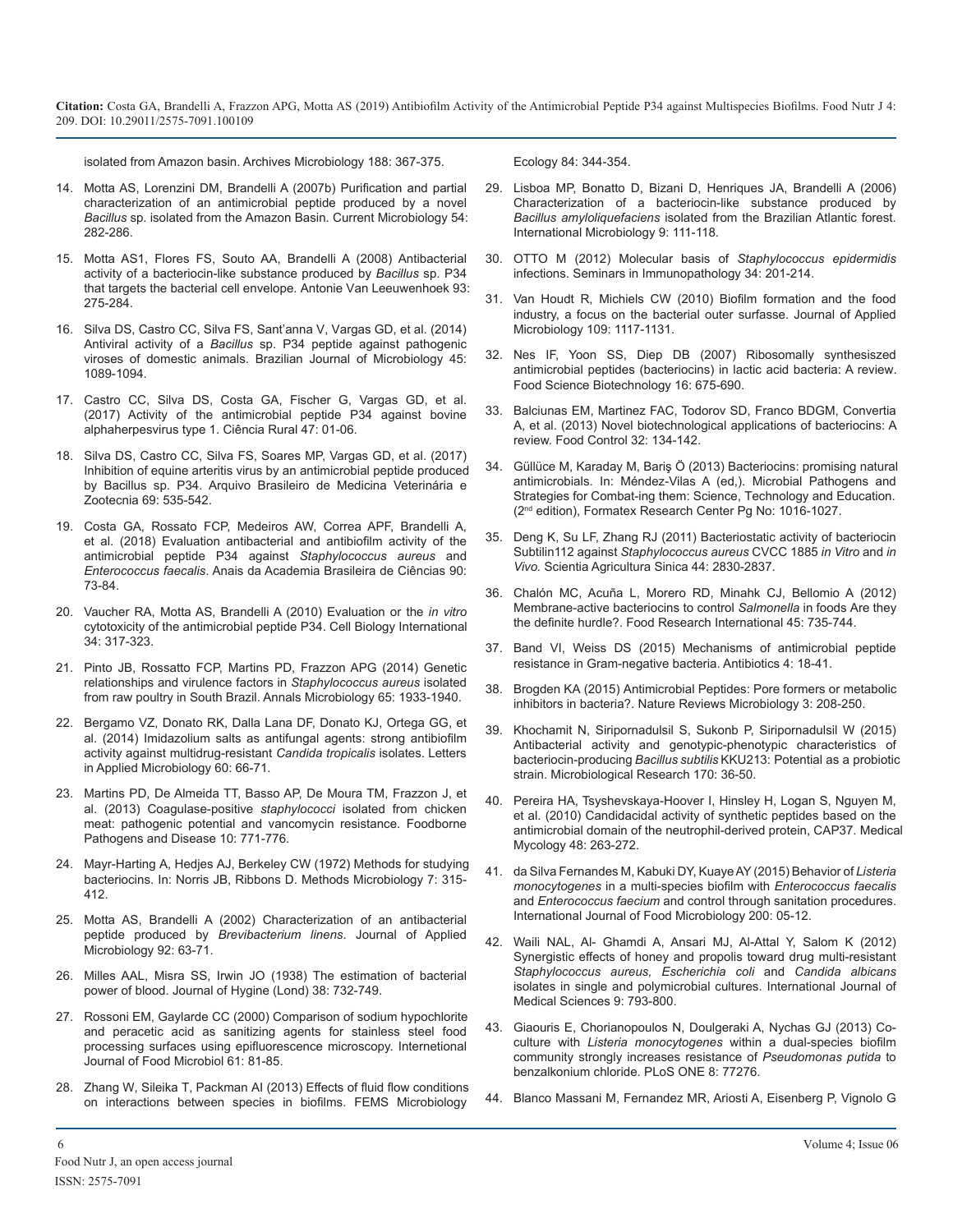isolated from Amazon basin. Archives Microbiology 188: 367-375.

14. Motta AS, Lorenzini DM, Brandelli A (2007b) Purification and partial characterization of an antimicrobial peptide produced by a novel *Bacillus* sp. isolated from the Amazon Basin. Current Microbiology 54: 282-286.

15. Motta AS1, Flores FS, Souto AA, Brandelli A (2008) Antibacterial activity of a bacteriocin-like substance produced by *Bacillus* sp. P34 that targets the bacterial cell envelope. Antonie Van Leeuwenhoek 93: 275-284.

16. Silva DS, Castro CC, Silva FS, Sant'anna V, Vargas GD, et al. (2014) Antiviral activity of a *Bacillus* sp. P34 peptide against pathogenic viroses of domestic animals. Brazilian Journal of Microbiology 45: 1089-1094.

17. Castro CC, Silva DS, Costa GA, Fischer G, Vargas GD, et al. (2017) Activity of the antimicrobial peptide P34 against bovine alphaherpesvirus type 1. Ciência Rural 47: 01-06.

18. Silva DS, Castro CC, Silva FS, Soares MP, Vargas GD, et al. (2017) Inhibition of equine arteritis virus by an antimicrobial peptide produced by Bacillus sp. P34. Arquivo Brasileiro de Medicina Veterinária e Zootecnia 69: 535-542.

19. Costa GA, Rossato FCP, Medeiros AW, Correa APF, Brandelli A, et al. (2018) Evaluation antibacterial and antibiofilm activity of the antimicrobial peptide P34 against *Staphylococcus aureus* and *Enterococcus faecalis*. Anais da Academia Brasileira de Ciências 90: 73-84.

20. Vaucher RA, Motta AS, Brandelli A (2010) Evaluation or the *in vitro* cytotoxicity of the antimicrobial peptide P34. Cell Biology International 34: 317-323.

21. Pinto JB, Rossatto FCP, Martins PD, Frazzon APG (2014) Genetic relationships and virulence factors in *Staphylococcus aureus* isolated from raw poultry in South Brazil. Annals Microbiology 65: 1933-1940.

22. Bergamo VZ, Donato RK, Dalla Lana DF, Donato KJ, Ortega GG, et al. (2014) Imidazolium salts as antifungal agents: strong antibiofilm activity against multidrug-resistant *Candida tropicalis* isolates. Letters in Applied Microbiology 60: 66-71.

23. Martins PD, De Almeida TT, Basso AP, De Moura TM, Frazzon J, et al. (2013) Coagulase-positive *staphylococci* isolated from chicken meat: pathogenic potential and vancomycin resistance. Foodborne Pathogens and Disease 10: 771-776.

24. Mayr-Harting A, Hedjes AJ, Berkeley CW (1972) Methods for studying bacteriocins. In: Norris JB, Ribbons D. Methods Microbiology 7: 315-412.

25. Motta AS, Brandelli A (2002) Characterization of an antibacterial peptide produced by *Brevibacterium linens*. Journal of Applied Microbiology 92: 63-71.

26. Milles AAL, Misra SS, Irwin JO (1938) The estimation of bacterial power of blood. Journal of Hygine (Lond) 38: 732-749.

27. Rossoni EM, Gaylarde CC (2000) Comparison of sodium hypochlorite and peracetic acid as sanitizing agents for stainless steel food processing surfaces using epifluorescence microscopy. Internetional Journal of Food Microbiol 61: 81-85.

28. Zhang W, Sileika T, Packman AI (2013) Effects of fluid flow conditions on interactions between species in biofilms. FEMS Microbiology Ecology 84: 344-354.

29. Lisboa MP, Bonatto D, Bizani D, Henriques JA, Brandelli A (2006) Characterization of a bacteriocin-like substance produced by *Bacillus amyloliquefaciens* isolated from the Brazilian Atlantic forest. International Microbiology 9: 111-118.

30. OTTO M (2012) Molecular basis of *Staphylococcus epidermidis* infections. Seminars in Immunopathology 34: 201-214.

31. Van Houdt R, Michiels CW (2010) Biofilm formation and the food industry, a focus on the bacterial outer surfasse. Journal of Applied Microbiology 109: 1117-1131.

32. Nes IF, Yoon SS, Diep DB (2007) Ribosomally synthesiszed antimicrobial peptides (bacteriocins) in lactic acid bacteria: A review. Food Science Biotechnology 16: 675-690.

33. Balciunas EM, Martinez FAC, Todorov SD, Franco BDGM, Convertia A, et al. (2013) Novel biotechnological applications of bacteriocins: A review. Food Control 32: 134-142.

34. Güllüce M, Karaday M, Bariş Ö (2013) Bacteriocins: promising natural antimicrobials. In: Méndez-Vilas A (ed,). Microbial Pathogens and Strategies for Combat-ing them: Science, Technology and Education. (2nd edition), Formatex Research Center Pg No: 1016-1027.

35. Deng K, Su LF, Zhang RJ (2011) Bacteriostatic activity of bacteriocin Subtilin112 against *Staphylococcus aureus* CVCC 1885 *in Vitro* and *in Vivo.* Scientia Agricultura Sinica 44: 2830-2837.

36. Chalón MC, Acuña L, Morero RD, Minahk CJ, Bellomio A (2012) Membrane-active bacteriocins to control *Salmonella* in foods Are they the definite hurdle?. Food Research International 45: 735-744.

37. Band VI, Weiss DS (2015) Mechanisms of antimicrobial peptide resistance in Gram-negative bacteria. Antibiotics 4: 18-41.

38. Brogden KA (2015) Antimicrobial Peptides: Pore formers or metabolic inhibitors in bacteria?. Nature Reviews Microbiology 3: 208-250.

39. Khochamit N, Siripornadulsil S, Sukonb P, Siripornadulsil W (2015) Antibacterial activity and genotypic-phenotypic characteristics of bacteriocin-producing *Bacillus subtilis* KKU213: Potential as a probiotic strain. Microbiological Research 170: 36-50.

40. Pereira HA, Tsyshevskaya-Hoover I, Hinsley H, Logan S, Nguyen M, et al. (2010) Candidacidal activity of synthetic peptides based on the antimicrobial domain of the neutrophil-derived protein, CAP37. Medical Mycology 48: 263-272.

41. da Silva Fernandes M, Kabuki DY, Kuaye AY (2015) Behavior of *Listeria monocytogenes* in a multi-species biofilm with *Enterococcus faecalis* and *Enterococcus faecium* and control through sanitation procedures. International Journal of Food Microbiology 200: 05-12.

42. Waili NAL, Al- Ghamdi A, Ansari MJ, Al-Attal Y, Salom K (2012) Synergistic effects of honey and propolis toward drug multi-resistant *Staphylococcus aureus, Escherichia coli* and *Candida albicans* isolates in single and polymicrobial cultures. International Journal of Medical Sciences 9: 793-800.

43. Giaouris E, Chorianopoulos N, Doulgeraki A, Nychas GJ (2013) Co-culture with *Listeria monocytogenes* within a dual-species biofilm community strongly increases resistance of *Pseudomonas putida* to benzalkonium chloride. PLoS ONE 8: 77276.

44. Blanco Massani M, Fernandez MR, Ariosti A, Eisenberg P, Vignolo G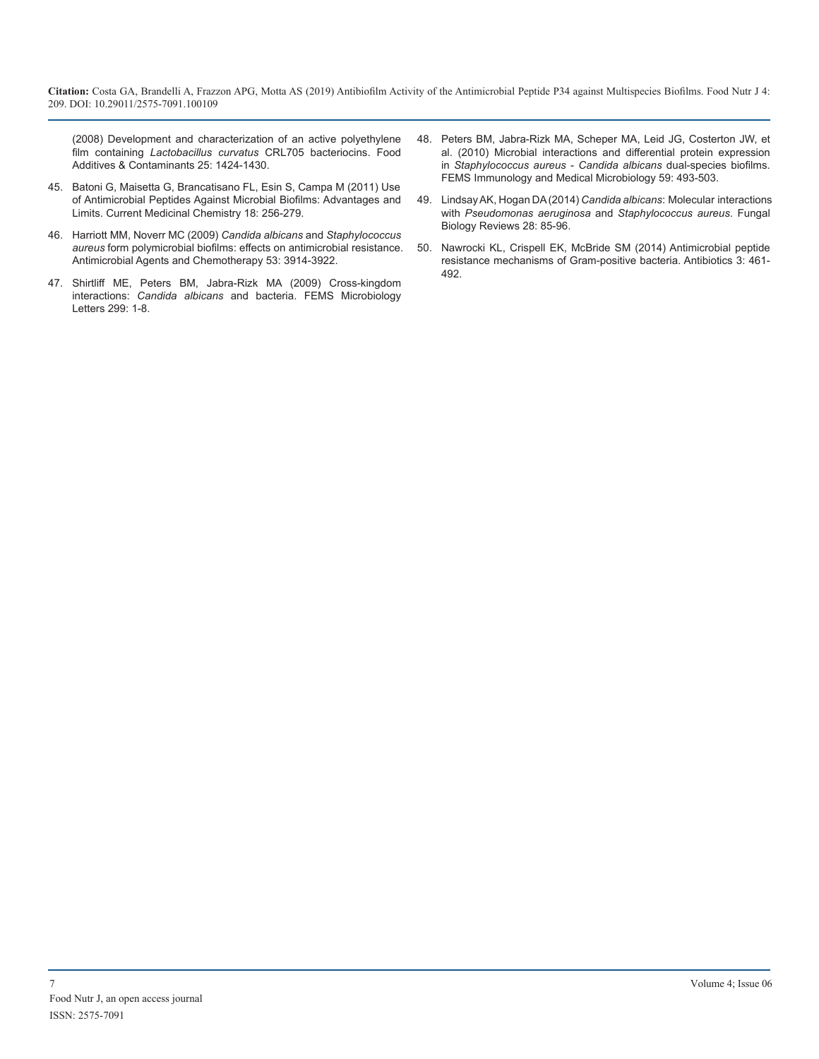(2008) Development and characterization of an active polyethylene film containing *Lactobacillus curvatus* CRL705 bacteriocins. Food Additives & Contaminants 25: 1424-1430.

45. Batoni G, Maisetta G, Brancatisano FL, Esin S, Campa M (2011) Use of Antimicrobial Peptides Against Microbial Biofilms: Advantages and Limits. Current Medicinal Chemistry 18: 256-279.

46. Harriott MM, Noverr MC (2009) *Candida albicans* and *Staphylococcus aureus* form polymicrobial biofilms: effects on antimicrobial resistance. Antimicrobial Agents and Chemotherapy 53: 3914-3922.

47. Shirtliff ME, Peters BM, Jabra-Rizk MA (2009) Cross-kingdom interactions: *Candida albicans* and bacteria. FEMS Microbiology Letters 299: 1-8.

48. Peters BM, Jabra-Rizk MA, Scheper MA, Leid JG, Costerton JW, et al. (2010) Microbial interactions and differential protein expression in *Staphylococcus aureus - Candida albicans* dual-species biofilms. FEMS Immunology and Medical Microbiology 59: 493-503.

49. Lindsay AK, Hogan DA (2014) *Candida albicans*: Molecular interactions with *Pseudomonas aeruginosa* and *Staphylococcus aureus*. Fungal Biology Reviews 28: 85-96.

50. Nawrocki KL, Crispell EK, McBride SM (2014) Antimicrobial peptide resistance mechanisms of Gram-positive bacteria. Antibiotics 3: 461-492.